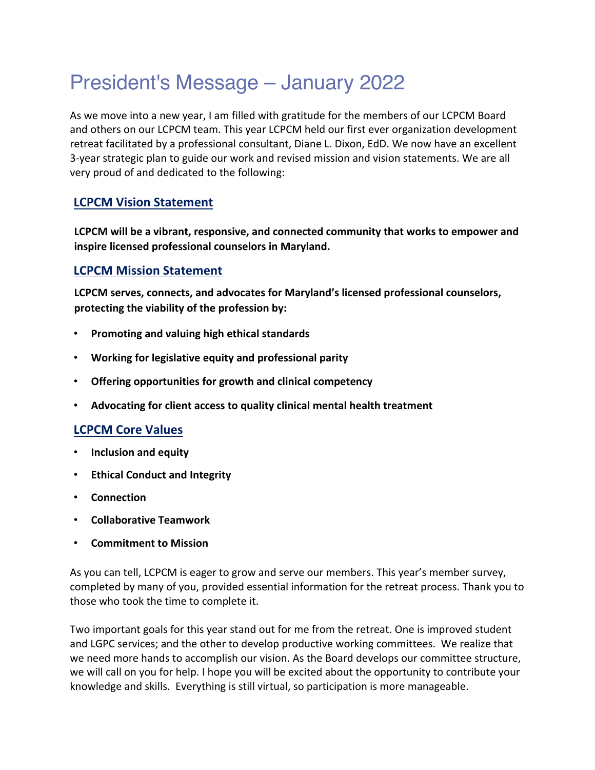# President's Message – January 2022

As we move into a new year, I am filled with gratitude for the members of our LCPCM Board and others on our LCPCM team. This year LCPCM held our first ever organization development retreat facilitated by a professional consultant, Diane L. Dixon, EdD. We now have an excellent 3-year strategic plan to guide our work and revised mission and vision statements. We are all very proud of and dedicated to the following:

## LCPCM Vision Statement

**LCPCM will be a vibrant, responsive, and connected community that works to empower and inspire licensed professional counselors in Maryland.**

## LCPCM Mission Statement

**LCPCM serves, connects, and advocates for Maryland's licensed professional counselors, protecting the viability of the profession by:**

- **Promoting and valuing high ethical standards**
- **Working for legislative equity and professional parity**
- **Offering opportunities for growth and clinical competency**
- **Advocating for client access to quality clinical mental health treatment**

## LCPCM Core Values

- **Inclusion and equity**
- **Ethical Conduct and Integrity**
- **Connection**
- **Collaborative Teamwork**
- **Commitment to Mission**

As you can tell, LCPCM is eager to grow and serve our members. This year's member survey, completed by many of you, provided essential information for the retreat process. Thank you to those who took the time to complete it.

Two important goals for this year stand out for me from the retreat. One is improved student and LGPC services; and the other to develop productive working committees. We realize that we need more hands to accomplish our vision. As the Board develops our committee structure, we will call on you for help. I hope you will be excited about the opportunity to contribute your knowledge and skills. Everything is still virtual, so participation is more manageable.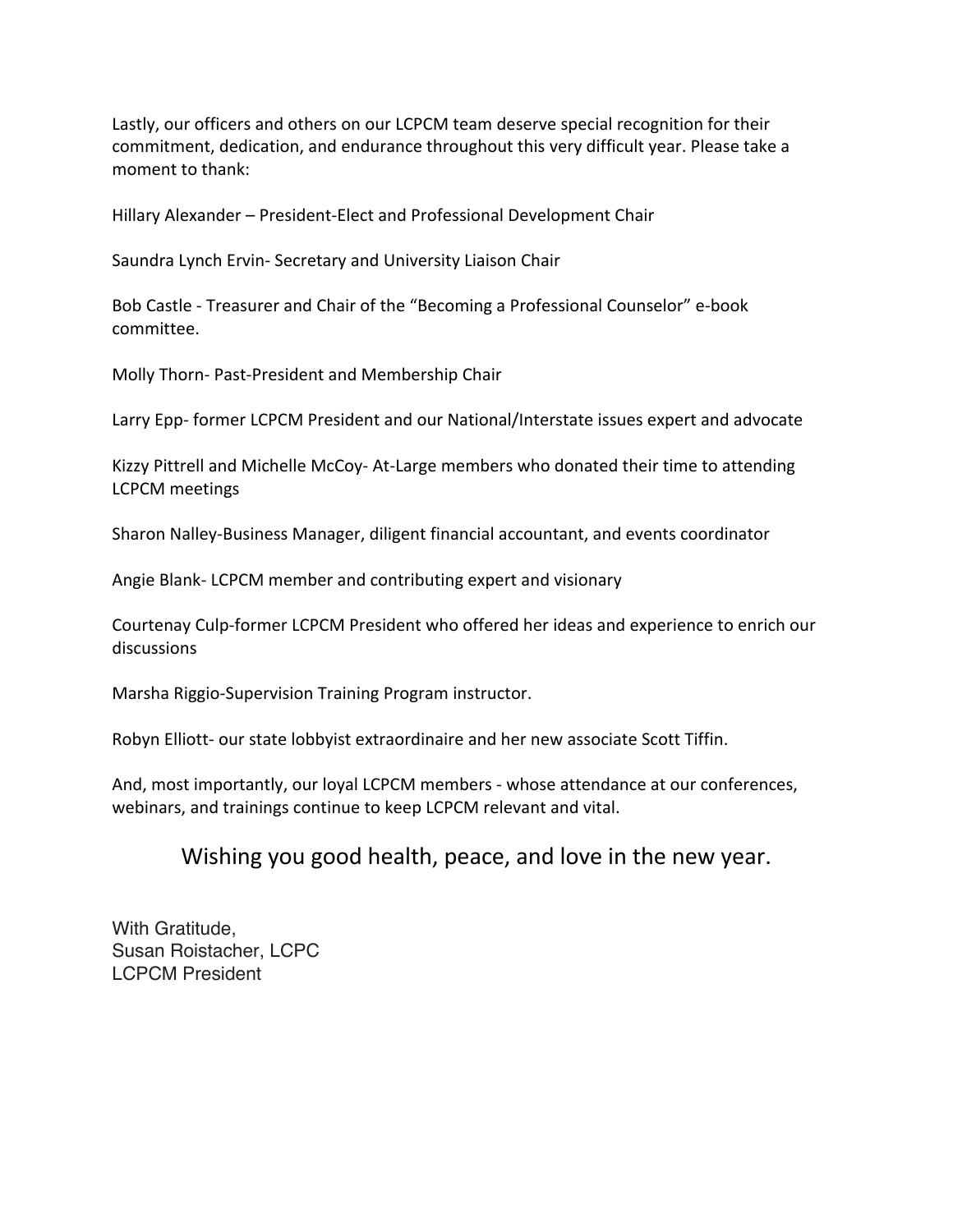Lastly, our officers and others on our LCPCM team deserve special recognition for their commitment, dedication, and endurance throughout this very difficult year. Please take a moment to thank:

Hillary Alexander – President-Elect and Professional Development Chair

Saundra Lynch Ervin- Secretary and University Liaison Chair

Bob Castle - Treasurer and Chair of the "Becoming a Professional Counselor" e-book committee.

Molly Thorn- Past-President and Membership Chair

Larry Epp- former LCPCM President and our National/Interstate issues expert and advocate

Kizzy Pittrell and Michelle McCoy- At-Large members who donated their time to attending LCPCM meetings

Sharon Nalley-Business Manager, diligent financial accountant, and events coordinator

Angie Blank- LCPCM member and contributing expert and visionary

Courtenay Culp-former LCPCM President who offered her ideas and experience to enrich our discussions

Marsha Riggio-Supervision Training Program instructor.

Robyn Elliott- our state lobbyist extraordinaire and her new associate Scott Tiffin.

And, most importantly, our loyal LCPCM members - whose attendance at our conferences, webinars, and trainings continue to keep LCPCM relevant and vital.

Wishing you good health, peace, and love in the new year.

With Gratitude,
Susan Roistacher, LCPC
LCPCM President